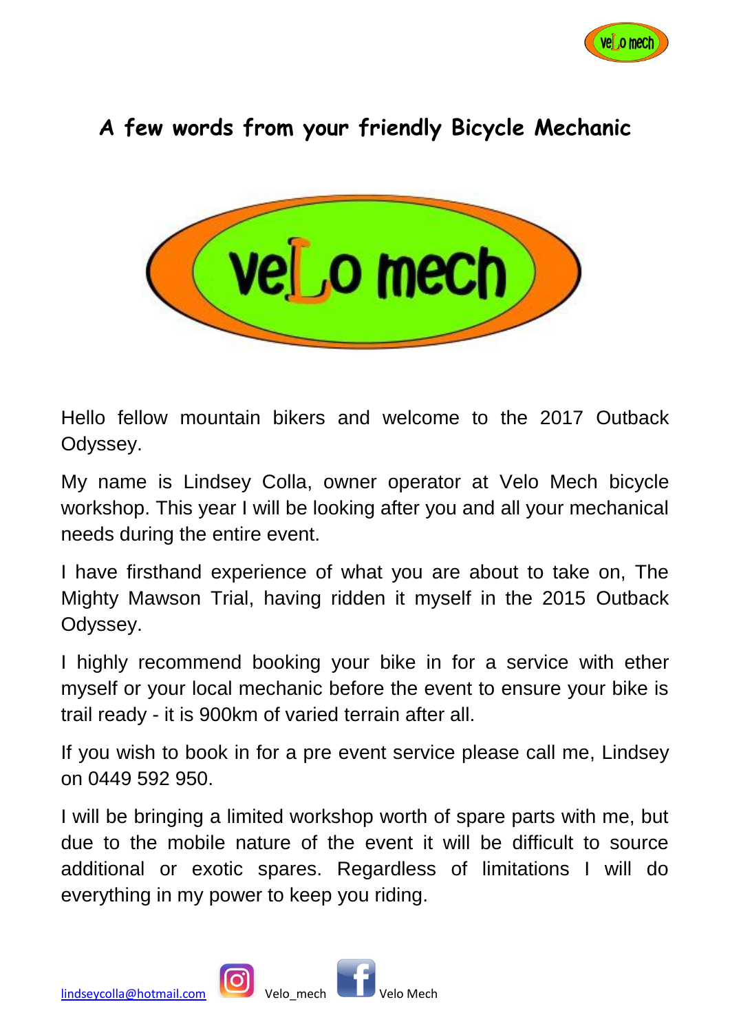# A few words from your friendly Bicycle Mechanic

Hello fellow mountain bikers and welcome to the 2017 Outback Odyssey.

My name is Lindsey Colla, owner operator at Velo Mech bicycle workshop. This year I will be looking after you and all your mechanical needs during the entire event.

I have firsthand experience of what you are about to take on, The Mighty Mawson Trial, having ridden it myself in the 2015 Outback Odyssey.

I highly recommend booking your bike in for a service with ether myself or your local mechanic before the event to ensure your bike is trail ready - it is 900km of varied terrain after all.

If you wish to book in for a pre event service please call me, Lindsey on 0449 592 950.

I will be bringing a limited workshop worth of spare parts with me, but due to the mobile nature of the event it will be difficult to source additional or exotic spares. Regardless of limitations I will do everything in my power to keep you riding.

lindseycolla@hotmail.com Velo_mech Velo Mech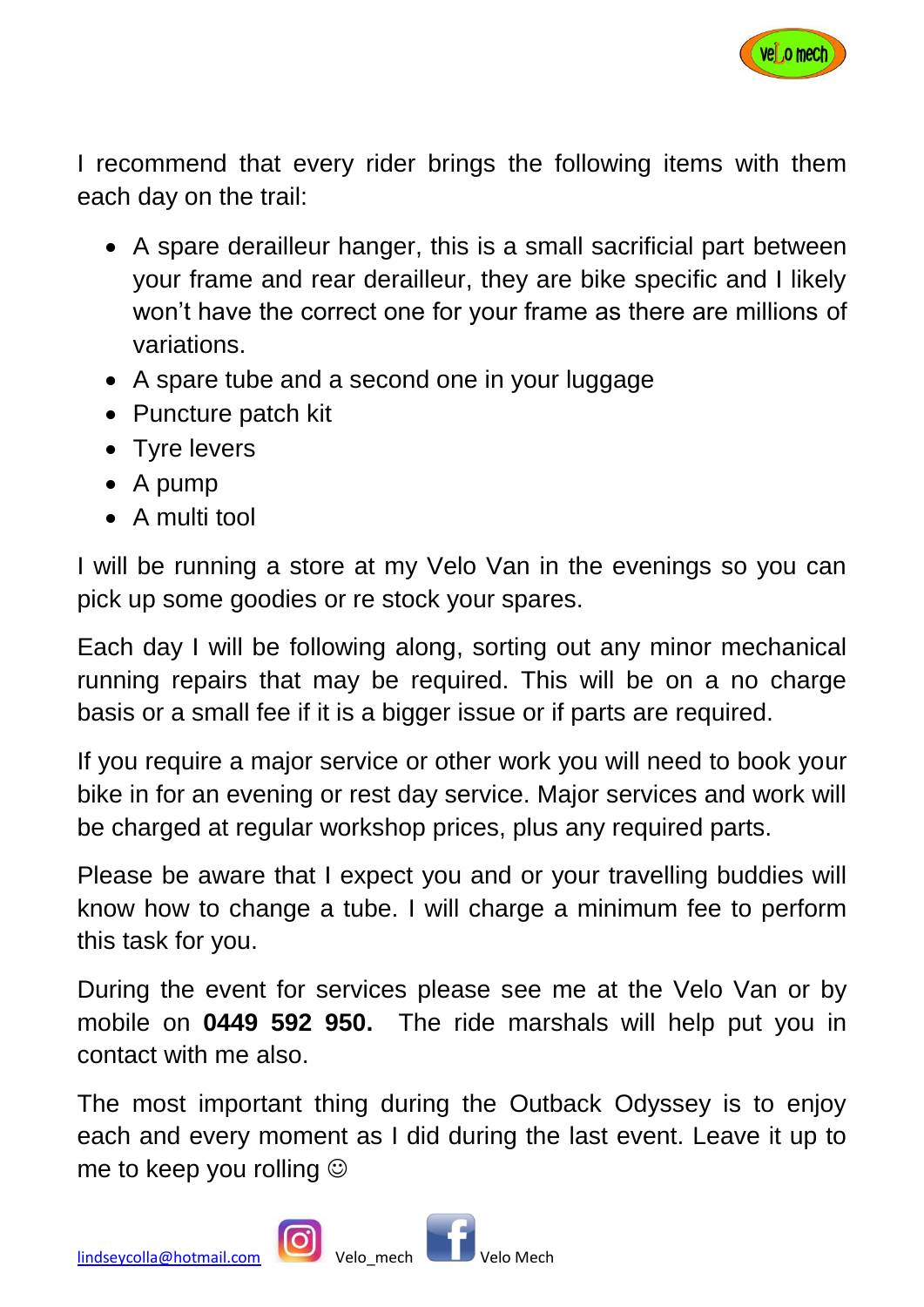I recommend that every rider brings the following items with them each day on the trail:

- A spare derailleur hanger, this is a small sacrificial part between your frame and rear derailleur, they are bike specific and I likely won't have the correct one for your frame as there are millions of variations.
- A spare tube and a second one in your luggage
- Puncture patch kit
- Tyre levers
- A pump
- A multi tool

I will be running a store at my Velo Van in the evenings so you can pick up some goodies or re stock your spares.

Each day I will be following along, sorting out any minor mechanical running repairs that may be required. This will be on a no charge basis or a small fee if it is a bigger issue or if parts are required.

If you require a major service or other work you will need to book your bike in for an evening or rest day service. Major services and work will be charged at regular workshop prices, plus any required parts.

Please be aware that I expect you and or your travelling buddies will know how to change a tube. I will charge a minimum fee to perform this task for you.

During the event for services please see me at the Velo Van or by mobile on **0449 592 950.** The ride marshals will help put you in contact with me also.

The most important thing during the Outback Odyssey is to enjoy each and every moment as I did during the last event. Leave it up to me to keep you rolling ☺

lindseycolla@hotmail.com Velo_mech Velo Mech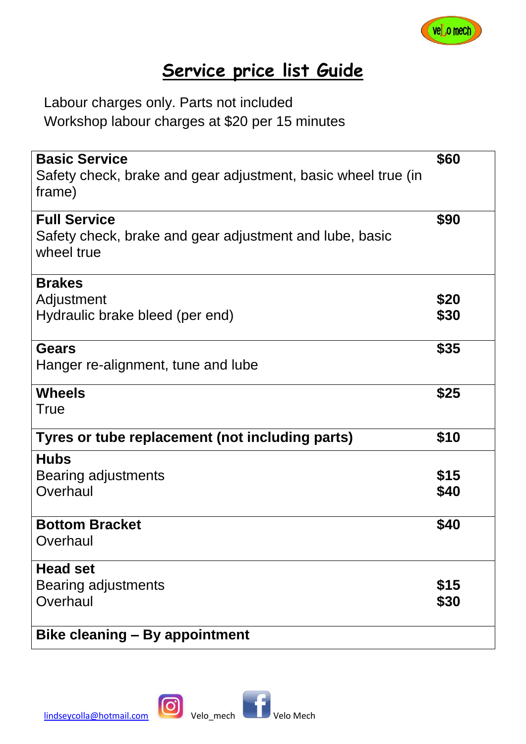# Service price list Guide

Labour charges only. Parts not included
Workshop labour charges at $20 per 15 minutes

| | |
|---|---|
| **Basic Service**<br>Safety check, brake and gear adjustment, basic wheel true (in frame) | **$60** |
| **Full Service**<br>Safety check, brake and gear adjustment and lube, basic wheel true | **$90** |
| **Brakes**<br>Adjustment<br>Hydraulic brake bleed (per end) | <br>**$20**<br>**$30** |
| **Gears**<br>Hanger re-alignment, tune and lube | **$35** |
| **Wheels**<br>True | **$25** |
| **Tyres or tube replacement (not including parts)** | **$10** |
| **Hubs**<br>Bearing adjustments<br>Overhaul | <br>**$15**<br>**$40** |
| **Bottom Bracket**<br>Overhaul | **$40** |
| **Head set**<br>Bearing adjustments<br>Overhaul | <br>**$15**<br>**$30** |
| **Bike cleaning – By appointment** | |

lindseycolla@hotmail.com Velo_mech Velo Mech